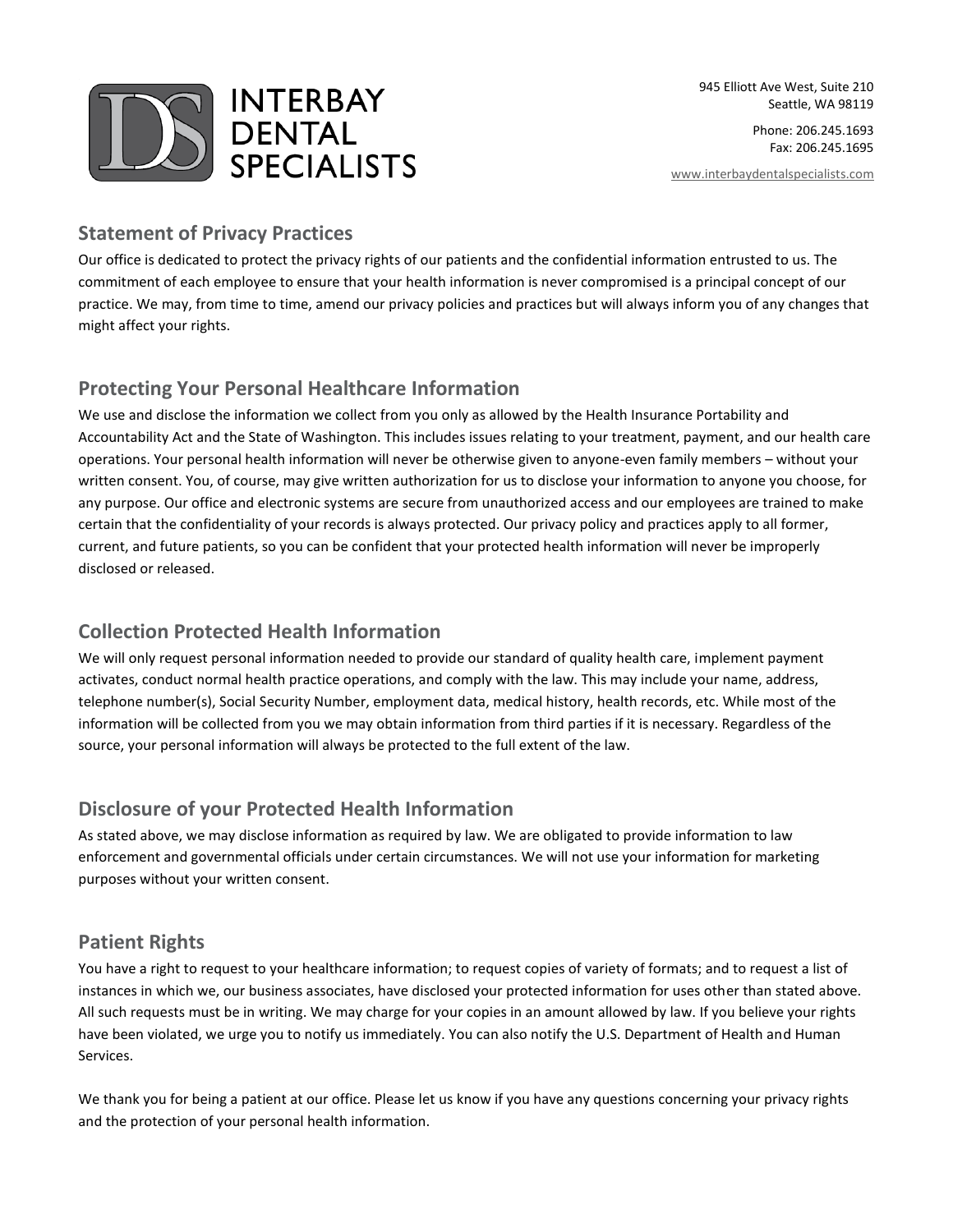# INTERBAY DENTAL SPECIALISTS

945 Elliott Ave West, Suite 210
Seattle, WA 98119

Phone: 206.245.1693
Fax: 206.245.1695

www.interbaydentalspecialists.com

## Statement of Privacy Practices

Our office is dedicated to protect the privacy rights of our patients and the confidential information entrusted to us. The commitment of each employee to ensure that your health information is never compromised is a principal concept of our practice. We may, from time to time, amend our privacy policies and practices but will always inform you of any changes that might affect your rights.

## Protecting Your Personal Healthcare Information

We use and disclose the information we collect from you only as allowed by the Health Insurance Portability and Accountability Act and the State of Washington. This includes issues relating to your treatment, payment, and our health care operations. Your personal health information will never be otherwise given to anyone-even family members – without your written consent. You, of course, may give written authorization for us to disclose your information to anyone you choose, for any purpose. Our office and electronic systems are secure from unauthorized access and our employees are trained to make certain that the confidentiality of your records is always protected. Our privacy policy and practices apply to all former, current, and future patients, so you can be confident that your protected health information will never be improperly disclosed or released.

## Collection Protected Health Information

We will only request personal information needed to provide our standard of quality health care, implement payment activates, conduct normal health practice operations, and comply with the law. This may include your name, address, telephone number(s), Social Security Number, employment data, medical history, health records, etc. While most of the information will be collected from you we may obtain information from third parties if it is necessary. Regardless of the source, your personal information will always be protected to the full extent of the law.

## Disclosure of your Protected Health Information

As stated above, we may disclose information as required by law. We are obligated to provide information to law enforcement and governmental officials under certain circumstances. We will not use your information for marketing purposes without your written consent.

## Patient Rights

You have a right to request to your healthcare information; to request copies of variety of formats; and to request a list of instances in which we, our business associates, have disclosed your protected information for uses other than stated above. All such requests must be in writing. We may charge for your copies in an amount allowed by law. If you believe your rights have been violated, we urge you to notify us immediately. You can also notify the U.S. Department of Health and Human Services.

We thank you for being a patient at our office. Please let us know if you have any questions concerning your privacy rights and the protection of your personal health information.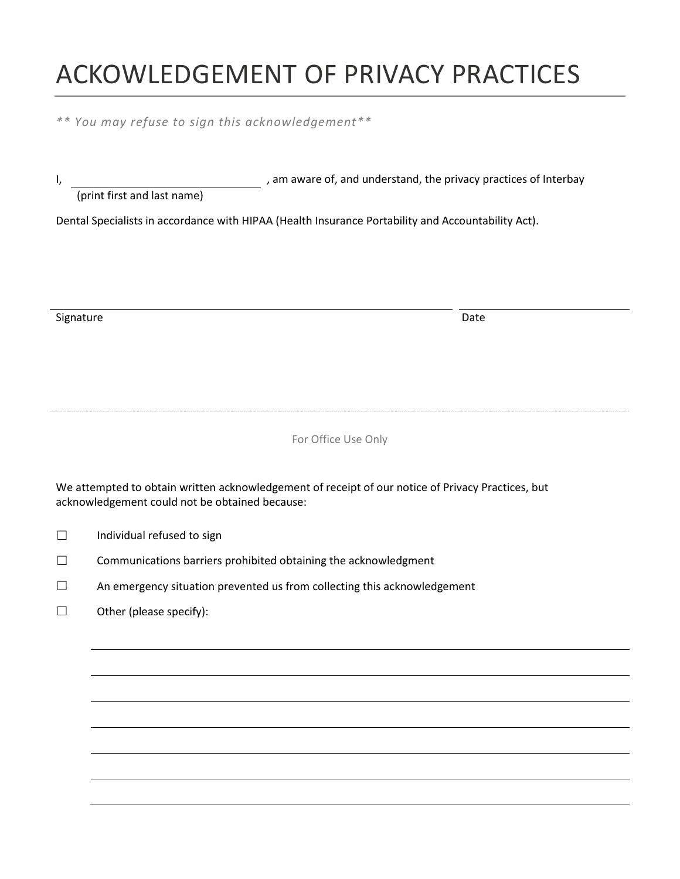# ACKOWLEDGEMENT OF PRIVACY PRACTICES

*\*\* You may refuse to sign this acknowledgement\*\**

I, ______________________________ , am aware of, and understand, the privacy practices of Interbay
(print first and last name)

Dental Specialists in accordance with HIPAA (Health Insurance Portability and Accountability Act).

_____________________________________________ ____________________
Signature Date

---

For Office Use Only

We attempted to obtain written acknowledgement of receipt of our notice of Privacy Practices, but acknowledgement could not be obtained because:

☐ Individual refused to sign

☐ Communications barriers prohibited obtaining the acknowledgment

☐ An emergency situation prevented us from collecting this acknowledgement

☐ Other (please specify):

_____________________________________________

_____________________________________________

_____________________________________________

_____________________________________________

_____________________________________________

_____________________________________________

_____________________________________________